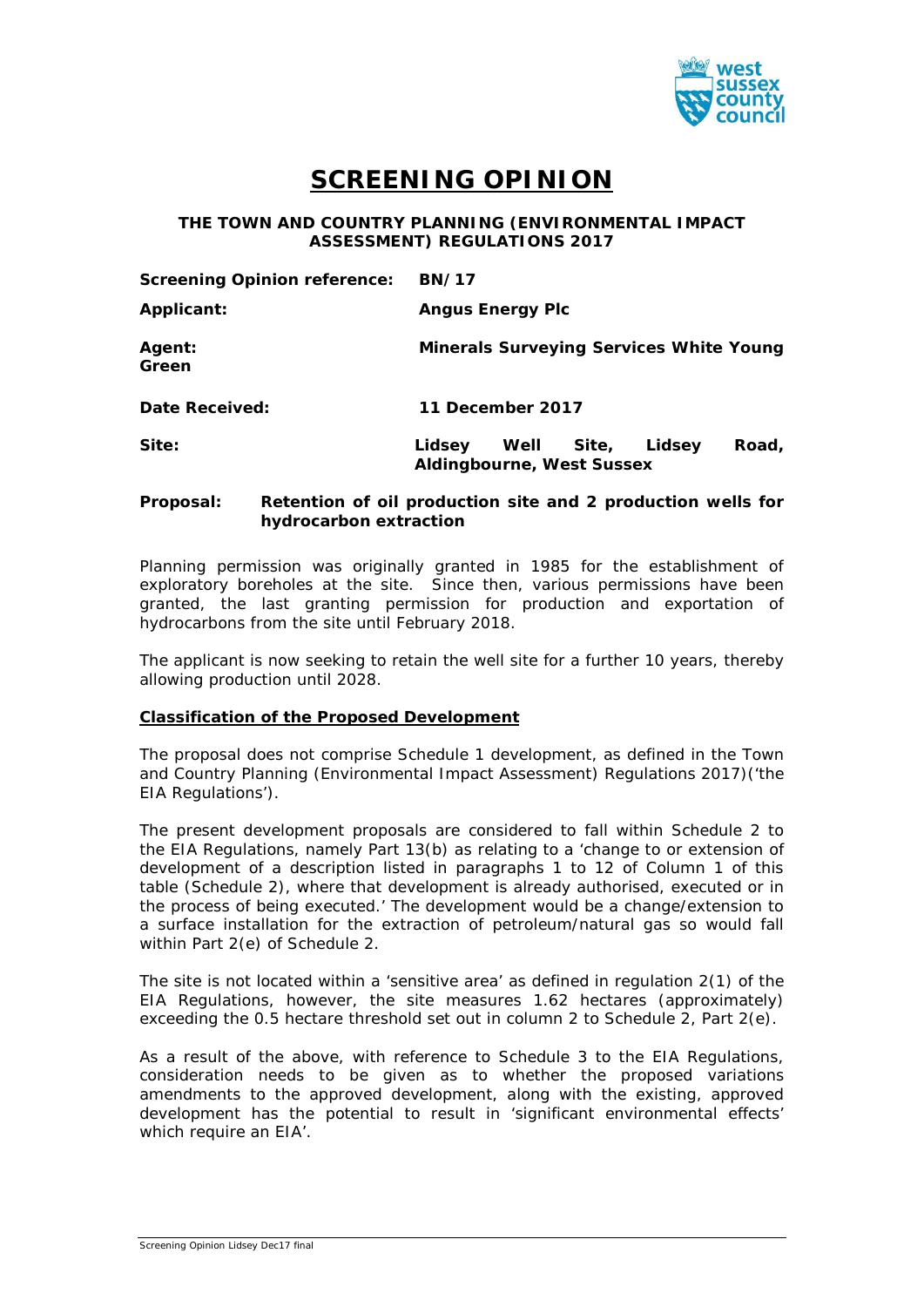# SCREENING OPINION

**THE TOWN AND COUNTRY PLANNING (ENVIRONMENTAL IMPACT ASSESSMENT) REGULATIONS 2017**

| | |
|---|---|
| **Screening Opinion reference:** | **BN/17** |
| **Applicant:** | **Angus Energy Plc** |
| **Agent:** | **Minerals Surveying Services White Young Green** |
| **Date Received:** | **11 December 2017** |
| **Site:** | **Lidsey Well Site, Lidsey Road, Aldingbourne, West Sussex** |

**Proposal:** **Retention of oil production site and 2 production wells for hydrocarbon extraction**

Planning permission was originally granted in 1985 for the establishment of exploratory boreholes at the site. Since then, various permissions have been granted, the last granting permission for production and exportation of hydrocarbons from the site until February 2018.

The applicant is now seeking to retain the well site for a further 10 years, thereby allowing production until 2028.

**Classification of the Proposed Development**

The proposal does not comprise Schedule 1 development, as defined in the Town and Country Planning (Environmental Impact Assessment) Regulations 2017)('the EIA Regulations').

The present development proposals are considered to fall within Schedule 2 to the EIA Regulations, namely Part 13(b) as relating to a 'change to or extension of development of a description listed in paragraphs 1 to 12 of Column 1 of this table (Schedule 2), where that development is already authorised, executed or in the process of being executed.' The development would be a change/extension to a surface installation for the extraction of petroleum/natural gas so would fall within Part 2(e) of Schedule 2.

The site is not located within a 'sensitive area' as defined in regulation 2(1) of the EIA Regulations, however, the site measures 1.62 hectares (approximately) exceeding the 0.5 hectare threshold set out in column 2 to Schedule 2, Part 2(e).

As a result of the above, with reference to Schedule 3 to the EIA Regulations, consideration needs to be given as to whether the proposed variations amendments to the approved development, along with the existing, approved development has the potential to result in 'significant environmental effects' which require an EIA'.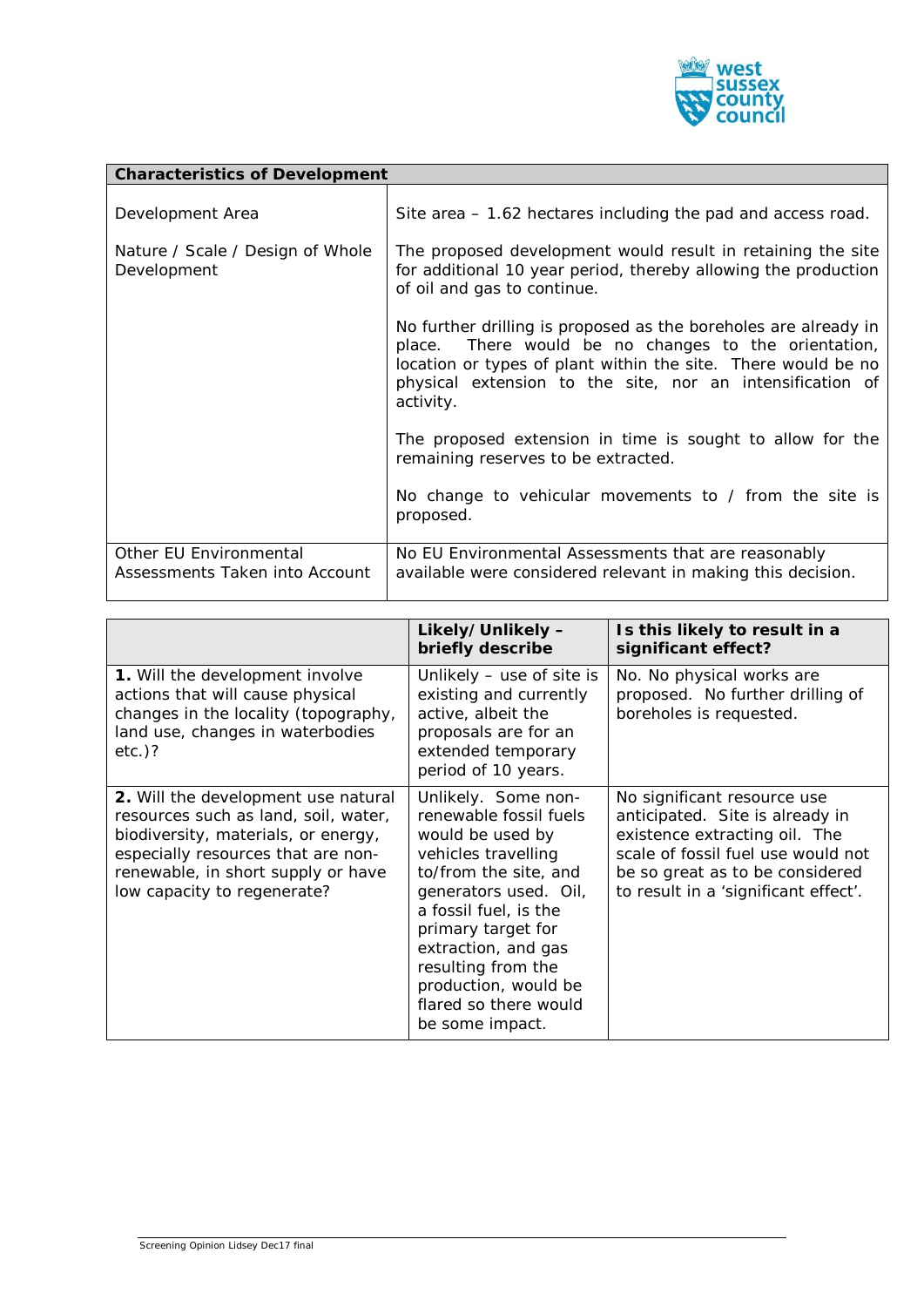| Characteristics of Development | |
|---|---|
| Development Area | Site area – 1.62 hectares including the pad and access road. |
| Nature / Scale / Design of Whole Development | The proposed development would result in retaining the site for additional 10 year period, thereby allowing the production of oil and gas to continue.<br><br>No further drilling is proposed as the boreholes are already in place. There would be no changes to the orientation, location or types of plant within the site. There would be no physical extension to the site, nor an intensification of activity.<br><br>The proposed extension in time is sought to allow for the remaining reserves to be extracted.<br><br>No change to vehicular movements to / from the site is proposed. |
| Other EU Environmental Assessments Taken into Account | No EU Environmental Assessments that are reasonably available were considered relevant in making this decision. |

| | Likely/Unlikely – briefly describe | Is this likely to result in a significant effect? |
|---|---|---|
| **1.** Will the development involve actions that will cause physical changes in the locality (topography, land use, changes in waterbodies etc.)? | Unlikely – use of site is existing and currently active, albeit the proposals are for an extended temporary period of 10 years. | No. No physical works are proposed. No further drilling of boreholes is requested. |
| **2.** Will the development use natural resources such as land, soil, water, biodiversity, materials, or energy, especially resources that are non-renewable, in short supply or have low capacity to regenerate? | Unlikely. Some non-renewable fossil fuels would be used by vehicles travelling to/from the site, and generators used. Oil, a fossil fuel, is the primary target for extraction, and gas resulting from the production, would be flared so there would be some impact. | No significant resource use anticipated. Site is already in existence extracting oil. The scale of fossil fuel use would not be so great as to be considered to result in a 'significant effect'. |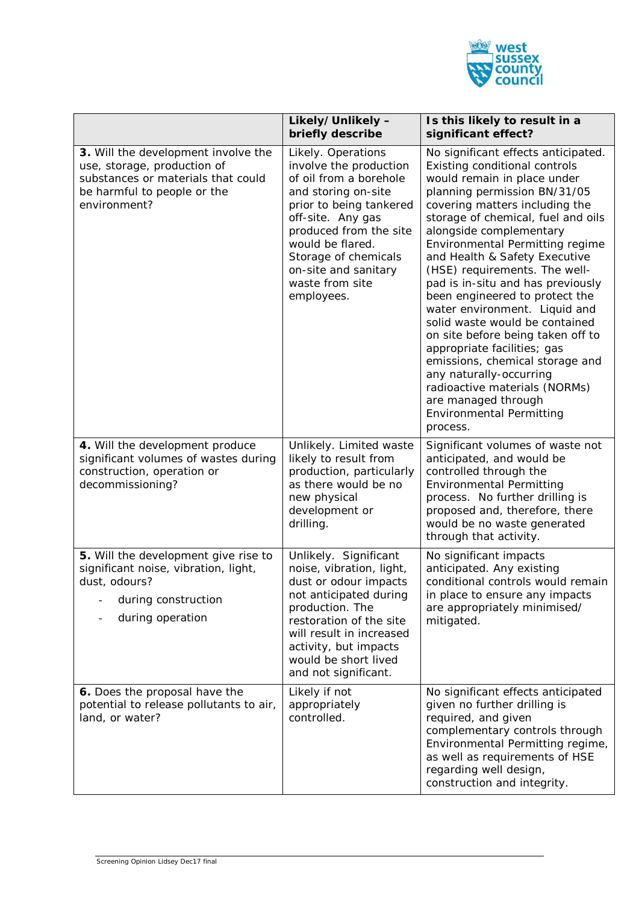| | Likely/Unlikely – briefly describe | Is this likely to result in a significant effect? |
|---|---|---|
| **3.** Will the development involve the use, storage, production of substances or materials that could be harmful to people or the environment? | Likely. Operations involve the production of oil from a borehole and storing on-site prior to being tankered off-site. Any gas produced from the site would be flared. Storage of chemicals on-site and sanitary waste from site employees. | No significant effects anticipated. Existing conditional controls would remain in place under planning permission BN/31/05 covering matters including the storage of chemical, fuel and oils alongside complementary Environmental Permitting regime and Health & Safety Executive (HSE) requirements. The well-pad is in-situ and has previously been engineered to protect the water environment. Liquid and solid waste would be contained on site before being taken off to appropriate facilities; gas emissions, chemical storage and any naturally-occurring radioactive materials (NORMs) are managed through Environmental Permitting process. |
| **4.** Will the development produce significant volumes of wastes during construction, operation or decommissioning? | Unlikely. Limited waste likely to result from production, particularly as there would be no new physical development or drilling. | Significant volumes of waste not anticipated, and would be controlled through the Environmental Permitting process. No further drilling is proposed and, therefore, there would be no waste generated through that activity. |
| **5.** Will the development give rise to significant noise, vibration, light, dust, odours?<br>- during construction<br>- during operation | Unlikely. Significant noise, vibration, light, dust or odour impacts not anticipated during production. The restoration of the site will result in increased activity, but impacts would be short lived and not significant. | No significant impacts anticipated. Any existing conditional controls would remain in place to ensure any impacts are appropriately minimised/ mitigated. |
| **6.** Does the proposal have the potential to release pollutants to air, land, or water? | Likely if not appropriately controlled. | No significant effects anticipated given no further drilling is required, and given complementary controls through Environmental Permitting regime, as well as requirements of HSE regarding well design, construction and integrity. |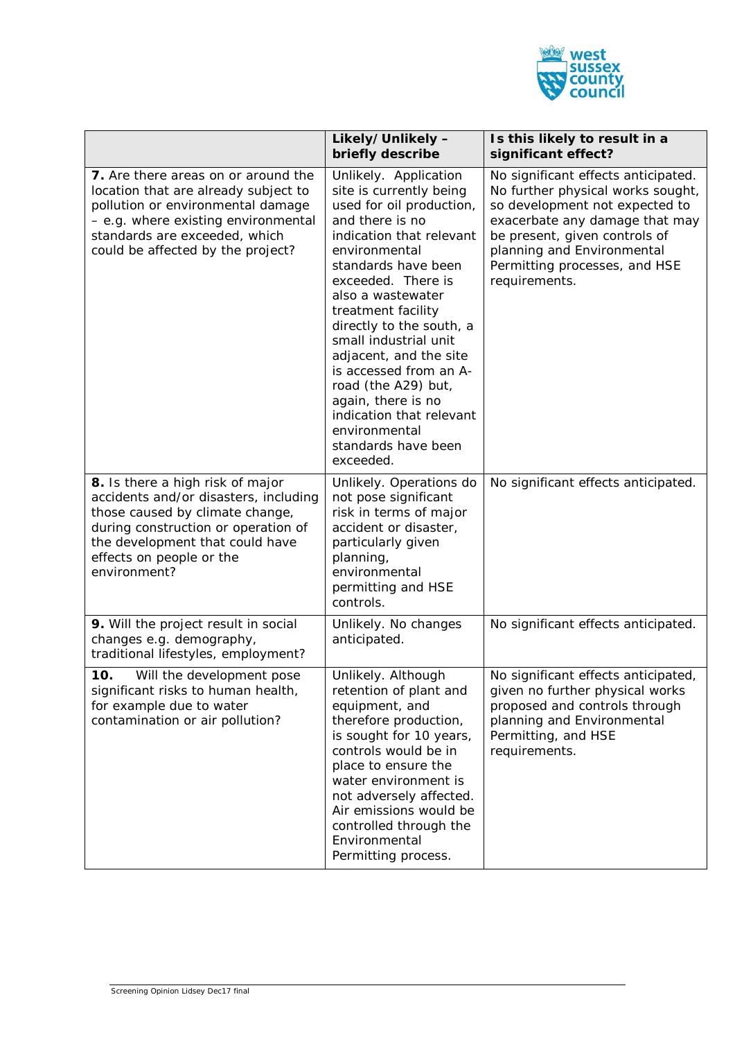|  | **Likely/Unlikely – briefly describe** | **Is this likely to result in a significant effect?** |
|---|---|---|
| **7.** Are there areas on or around the location that are already subject to pollution or environmental damage – e.g. where existing environmental standards are exceeded, which could be affected by the project? | Unlikely. Application site is currently being used for oil production, and there is no indication that relevant environmental standards have been exceeded. There is also a wastewater treatment facility directly to the south, a small industrial unit adjacent, and the site is accessed from an A-road (the A29) but, again, there is no indication that relevant environmental standards have been exceeded. | No significant effects anticipated. No further physical works sought, so development not expected to exacerbate any damage that may be present, given controls of planning and Environmental Permitting processes, and HSE requirements. |
| **8.** Is there a high risk of major accidents and/or disasters, including those caused by climate change, during construction or operation of the development that could have effects on people or the environment? | Unlikely. Operations do not pose significant risk in terms of major accident or disaster, particularly given planning, environmental permitting and HSE controls. | No significant effects anticipated. |
| **9.** Will the project result in social changes e.g. demography, traditional lifestyles, employment? | Unlikely. No changes anticipated. | No significant effects anticipated. |
| **10.** Will the development pose significant risks to human health, for example due to water contamination or air pollution? | Unlikely. Although retention of plant and equipment, and therefore production, is sought for 10 years, controls would be in place to ensure the water environment is not adversely affected. Air emissions would be controlled through the Environmental Permitting process. | No significant effects anticipated, given no further physical works proposed and controls through planning and Environmental Permitting, and HSE requirements. |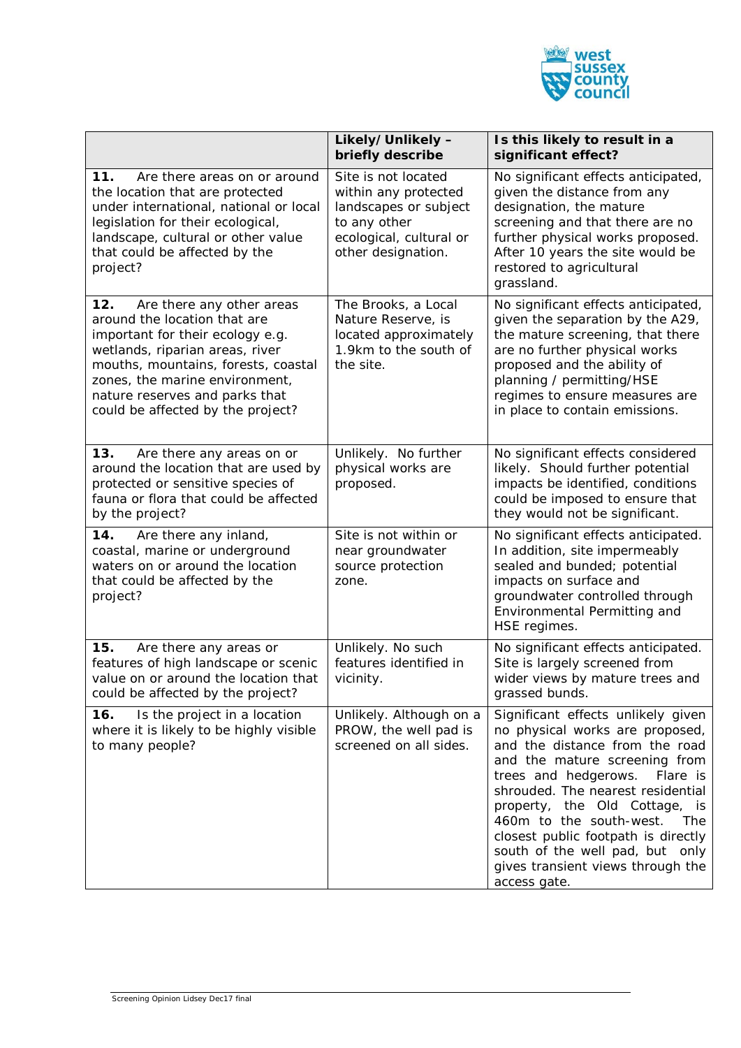| | Likely/Unlikely – briefly describe | Is this likely to result in a significant effect? |
|---|---|---|
| **11.** Are there areas on or around the location that are protected under international, national or local legislation for their ecological, landscape, cultural or other value that could be affected by the project? | Site is not located within any protected landscapes or subject to any other ecological, cultural or other designation. | No significant effects anticipated, given the distance from any designation, the mature screening and that there are no further physical works proposed. After 10 years the site would be restored to agricultural grassland. |
| **12.** Are there any other areas around the location that are important for their ecology e.g. wetlands, riparian areas, river mouths, mountains, forests, coastal zones, the marine environment, nature reserves and parks that could be affected by the project? | The Brooks, a Local Nature Reserve, is located approximately 1.9km to the south of the site. | No significant effects anticipated, given the separation by the A29, the mature screening, that there are no further physical works proposed and the ability of planning / permitting/HSE regimes to ensure measures are in place to contain emissions. |
| **13.** Are there any areas on or around the location that are used by protected or sensitive species of fauna or flora that could be affected by the project? | Unlikely. No further physical works are proposed. | No significant effects considered likely. Should further potential impacts be identified, conditions could be imposed to ensure that they would not be significant. |
| **14.** Are there any inland, coastal, marine or underground waters on or around the location that could be affected by the project? | Site is not within or near groundwater source protection zone. | No significant effects anticipated. In addition, site impermeably sealed and bunded; potential impacts on surface and groundwater controlled through Environmental Permitting and HSE regimes. |
| **15.** Are there any areas or features of high landscape or scenic value on or around the location that could be affected by the project? | Unlikely. No such features identified in vicinity. | No significant effects anticipated. Site is largely screened from wider views by mature trees and grassed bunds. |
| **16.** Is the project in a location where it is likely to be highly visible to many people? | Unlikely. Although on a PROW, the well pad is screened on all sides. | Significant effects unlikely given no physical works are proposed, and the distance from the road and the mature screening from trees and hedgerows. Flare is shrouded. The nearest residential property, the Old Cottage, is 460m to the south-west. The closest public footpath is directly south of the well pad, but only gives transient views through the access gate. |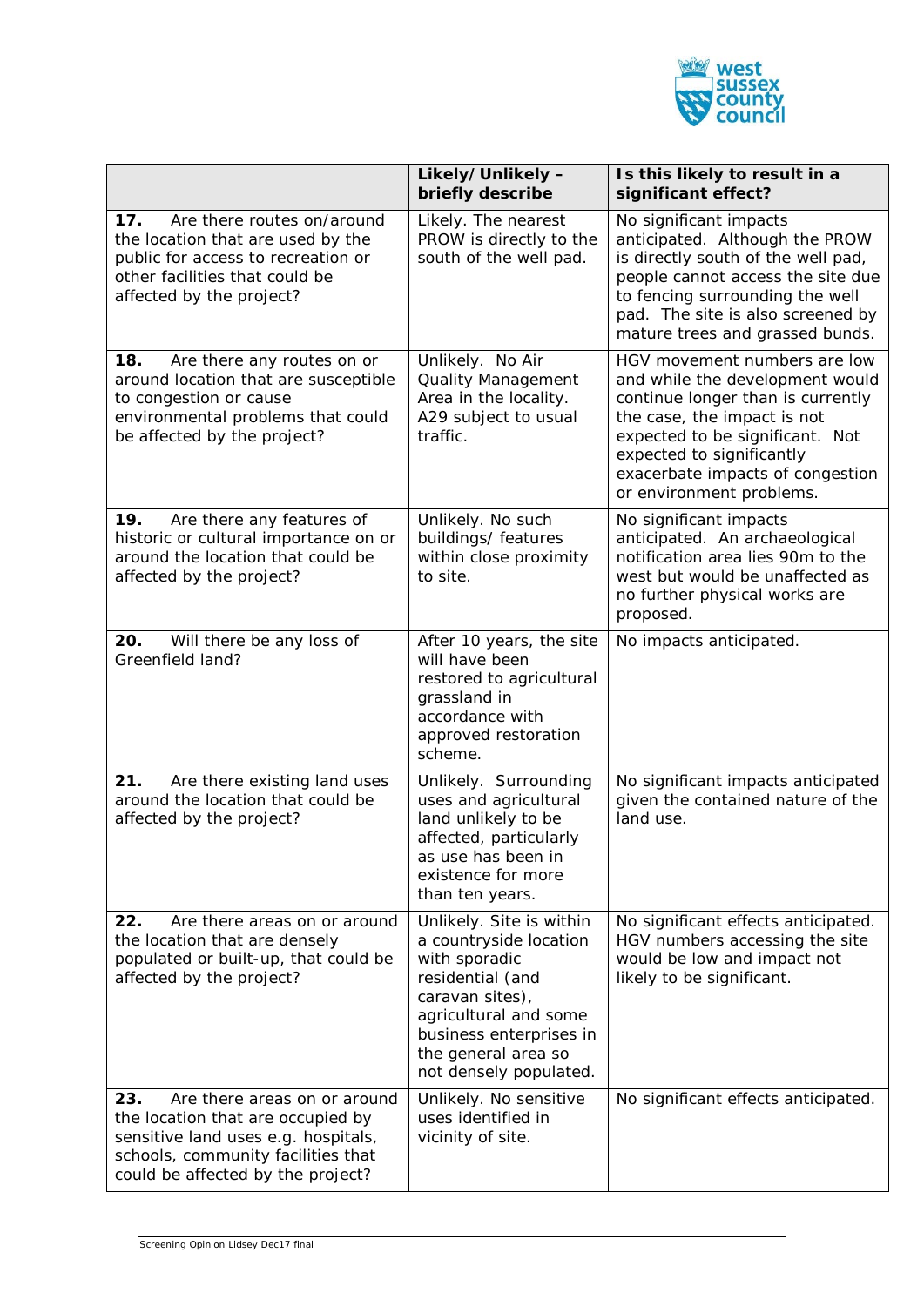| | Likely/Unlikely – briefly describe | Is this likely to result in a significant effect? |
|---|---|---|
| **17.** Are there routes on/around the location that are used by the public for access to recreation or other facilities that could be affected by the project? | Likely. The nearest PROW is directly to the south of the well pad. | No significant impacts anticipated. Although the PROW is directly south of the well pad, people cannot access the site due to fencing surrounding the well pad. The site is also screened by mature trees and grassed bunds. |
| **18.** Are there any routes on or around location that are susceptible to congestion or cause environmental problems that could be affected by the project? | Unlikely. No Air Quality Management Area in the locality. A29 subject to usual traffic. | HGV movement numbers are low and while the development would continue longer than is currently the case, the impact is not expected to be significant. Not expected to significantly exacerbate impacts of congestion or environment problems. |
| **19.** Are there any features of historic or cultural importance on or around the location that could be affected by the project? | Unlikely. No such buildings/ features within close proximity to site. | No significant impacts anticipated. An archaeological notification area lies 90m to the west but would be unaffected as no further physical works are proposed. |
| **20.** Will there be any loss of Greenfield land? | After 10 years, the site will have been restored to agricultural grassland in accordance with approved restoration scheme. | No impacts anticipated. |
| **21.** Are there existing land uses around the location that could be affected by the project? | Unlikely. Surrounding uses and agricultural land unlikely to be affected, particularly as use has been in existence for more than ten years. | No significant impacts anticipated given the contained nature of the land use. |
| **22.** Are there areas on or around the location that are densely populated or built-up, that could be affected by the project? | Unlikely. Site is within a countryside location with sporadic residential (and caravan sites), agricultural and some business enterprises in the general area so not densely populated. | No significant effects anticipated. HGV numbers accessing the site would be low and impact not likely to be significant. |
| **23.** Are there areas on or around the location that are occupied by sensitive land uses e.g. hospitals, schools, community facilities that could be affected by the project? | Unlikely. No sensitive uses identified in vicinity of site. | No significant effects anticipated. |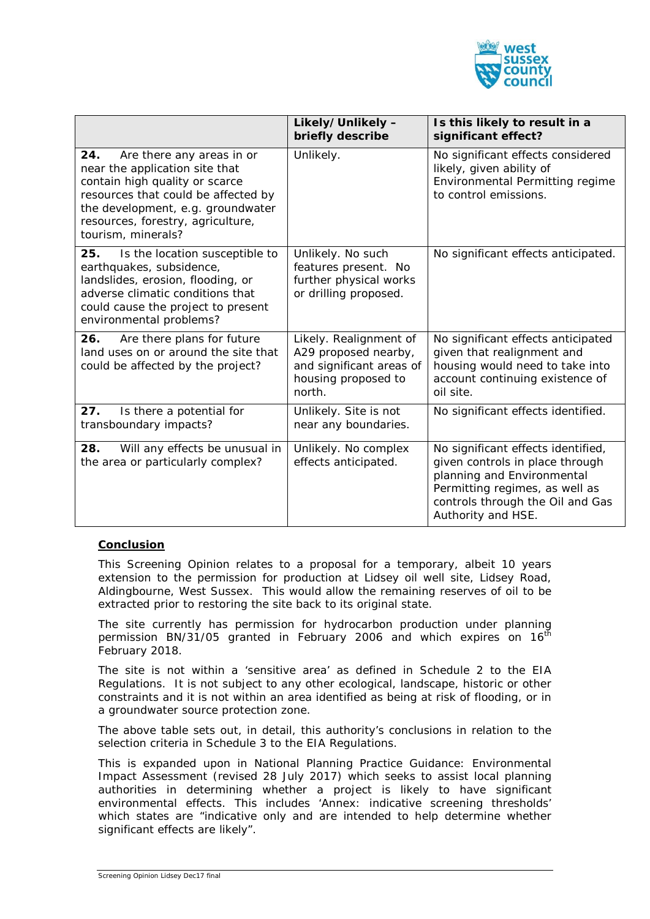| | Likely/Unlikely – briefly describe | Is this likely to result in a significant effect? |
|---|---|---|
| **24.** Are there any areas in or near the application site that contain high quality or scarce resources that could be affected by the development, e.g. groundwater resources, forestry, agriculture, tourism, minerals? | Unlikely. | No significant effects considered likely, given ability of Environmental Permitting regime to control emissions. |
| **25.** Is the location susceptible to earthquakes, subsidence, landslides, erosion, flooding, or adverse climatic conditions that could cause the project to present environmental problems? | Unlikely. No such features present. No further physical works or drilling proposed. | No significant effects anticipated. |
| **26.** Are there plans for future land uses on or around the site that could be affected by the project? | Likely. Realignment of A29 proposed nearby, and significant areas of housing proposed to north. | No significant effects anticipated given that realignment and housing would need to take into account continuing existence of oil site. |
| **27.** Is there a potential for transboundary impacts? | Unlikely. Site is not near any boundaries. | No significant effects identified. |
| **28.** Will any effects be unusual in the area or particularly complex? | Unlikely. No complex effects anticipated. | No significant effects identified, given controls in place through planning and Environmental Permitting regimes, as well as controls through the Oil and Gas Authority and HSE. |

## Conclusion

This Screening Opinion relates to a proposal for a temporary, albeit 10 years extension to the permission for production at Lidsey oil well site, Lidsey Road, Aldingbourne, West Sussex. This would allow the remaining reserves of oil to be extracted prior to restoring the site back to its original state.

The site currently has permission for hydrocarbon production under planning permission BN/31/05 granted in February 2006 and which expires on 16th February 2018.

The site is not within a 'sensitive area' as defined in Schedule 2 to the EIA Regulations. It is not subject to any other ecological, landscape, historic or other constraints and it is not within an area identified as being at risk of flooding, or in a groundwater source protection zone.

The above table sets out, in detail, this authority's conclusions in relation to the selection criteria in Schedule 3 to the EIA Regulations.

This is expanded upon in National Planning Practice Guidance: Environmental Impact Assessment (revised 28 July 2017) which seeks to assist local planning authorities in determining whether a project is likely to have significant environmental effects. This includes 'Annex: indicative screening thresholds' which states are "indicative only and are intended to help determine whether significant effects are likely".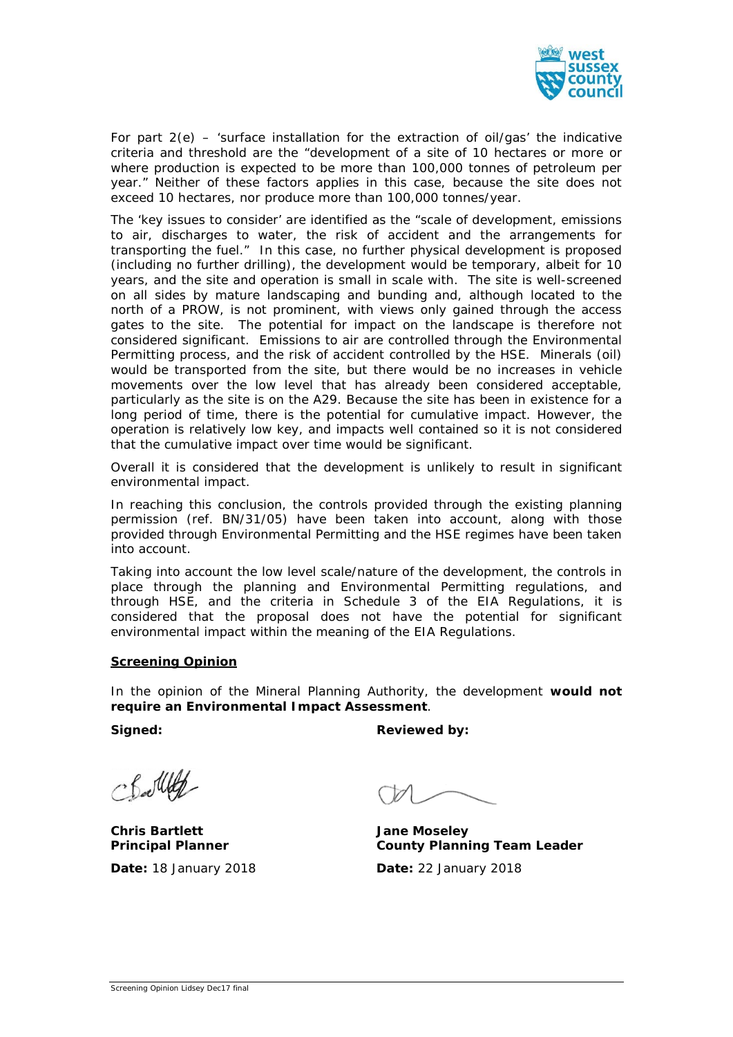For part 2(e) – 'surface installation for the extraction of oil/gas' the indicative criteria and threshold are the "development of a site of 10 hectares or more or where production is expected to be more than 100,000 tonnes of petroleum per year." Neither of these factors applies in this case, because the site does not exceed 10 hectares, nor produce more than 100,000 tonnes/year.

The 'key issues to consider' are identified as the "scale of development, emissions to air, discharges to water, the risk of accident and the arrangements for transporting the fuel." In this case, no further physical development is proposed (including no further drilling), the development would be temporary, albeit for 10 years, and the site and operation is small in scale with. The site is well-screened on all sides by mature landscaping and bunding and, although located to the north of a PROW, is not prominent, with views only gained through the access gates to the site. The potential for impact on the landscape is therefore not considered significant. Emissions to air are controlled through the Environmental Permitting process, and the risk of accident controlled by the HSE. Minerals (oil) would be transported from the site, but there would be no increases in vehicle movements over the low level that has already been considered acceptable, particularly as the site is on the A29. Because the site has been in existence for a long period of time, there is the potential for cumulative impact. However, the operation is relatively low key, and impacts well contained so it is not considered that the cumulative impact over time would be significant.

Overall it is considered that the development is unlikely to result in significant environmental impact.

In reaching this conclusion, the controls provided through the existing planning permission (ref. BN/31/05) have been taken into account, along with those provided through Environmental Permitting and the HSE regimes have been taken into account.

Taking into account the low level scale/nature of the development, the controls in place through the planning and Environmental Permitting regulations, and through HSE, and the criteria in Schedule 3 of the EIA Regulations, it is considered that the proposal does not have the potential for significant environmental impact within the meaning of the EIA Regulations.

**Screening Opinion**

In the opinion of the Mineral Planning Authority, the development **would not require an Environmental Impact Assessment**.

**Signed:**

**Chris Bartlett**
**Principal Planner**
**Date:** 18 January 2018

**Reviewed by:**

**Jane Moseley**
**County Planning Team Leader**
**Date:** 22 January 2018